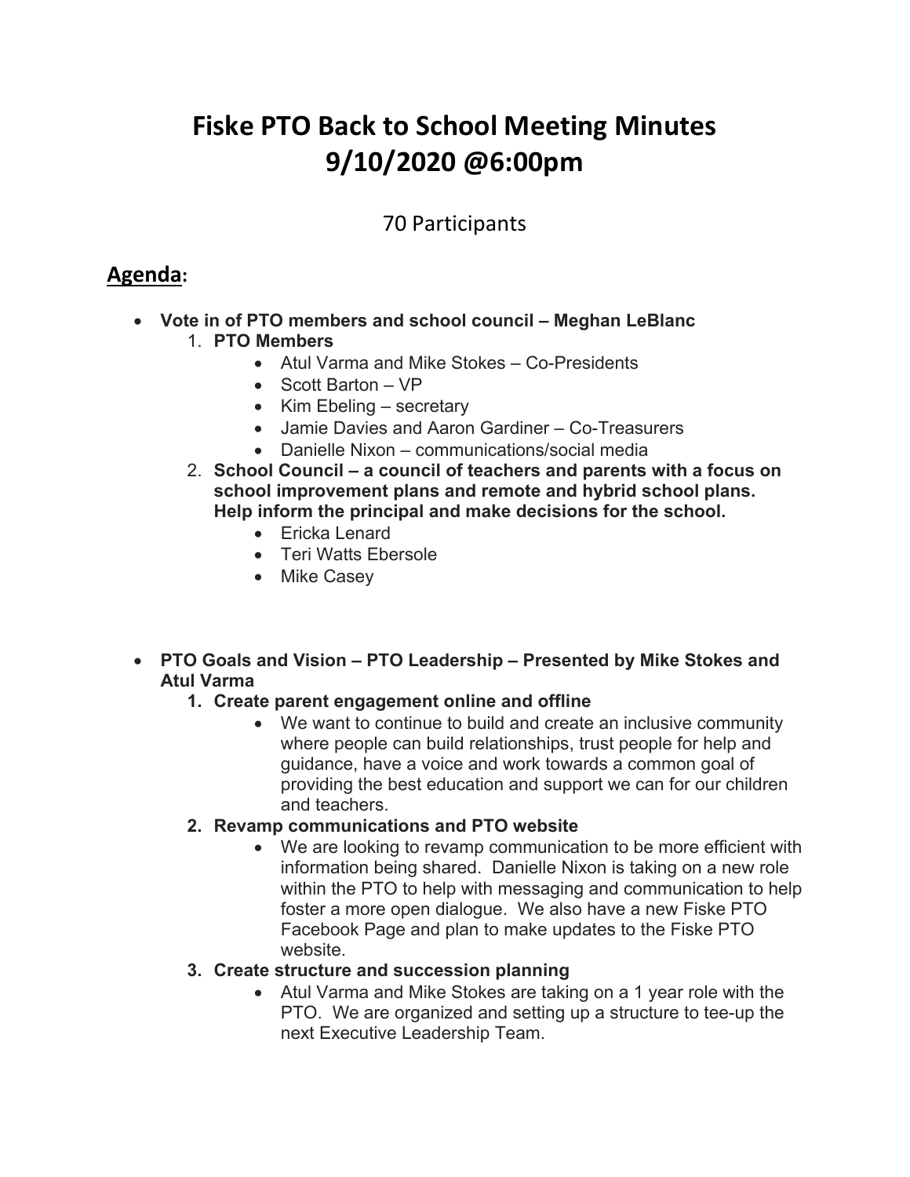# Fiske PTO Back to School Meeting Minutes
# 9/10/2020 @6:00pm

70 Participants

## Agenda:

- **Vote in of PTO members and school council – Meghan LeBlanc**
  1. **PTO Members**
     - Atul Varma and Mike Stokes – Co-Presidents
     - Scott Barton – VP
     - Kim Ebeling – secretary
     - Jamie Davies and Aaron Gardiner – Co-Treasurers
     - Danielle Nixon – communications/social media
  2. **School Council – a council of teachers and parents with a focus on school improvement plans and remote and hybrid school plans. Help inform the principal and make decisions for the school.**
     - Ericka Lenard
     - Teri Watts Ebersole
     - Mike Casey

- **PTO Goals and Vision – PTO Leadership – Presented by Mike Stokes and Atul Varma**
  1. **Create parent engagement online and offline**
     - We want to continue to build and create an inclusive community where people can build relationships, trust people for help and guidance, have a voice and work towards a common goal of providing the best education and support we can for our children and teachers.
  2. **Revamp communications and PTO website**
     - We are looking to revamp communication to be more efficient with information being shared. Danielle Nixon is taking on a new role within the PTO to help with messaging and communication to help foster a more open dialogue. We also have a new Fiske PTO Facebook Page and plan to make updates to the Fiske PTO website.
  3. **Create structure and succession planning**
     - Atul Varma and Mike Stokes are taking on a 1 year role with the PTO. We are organized and setting up a structure to tee-up the next Executive Leadership Team.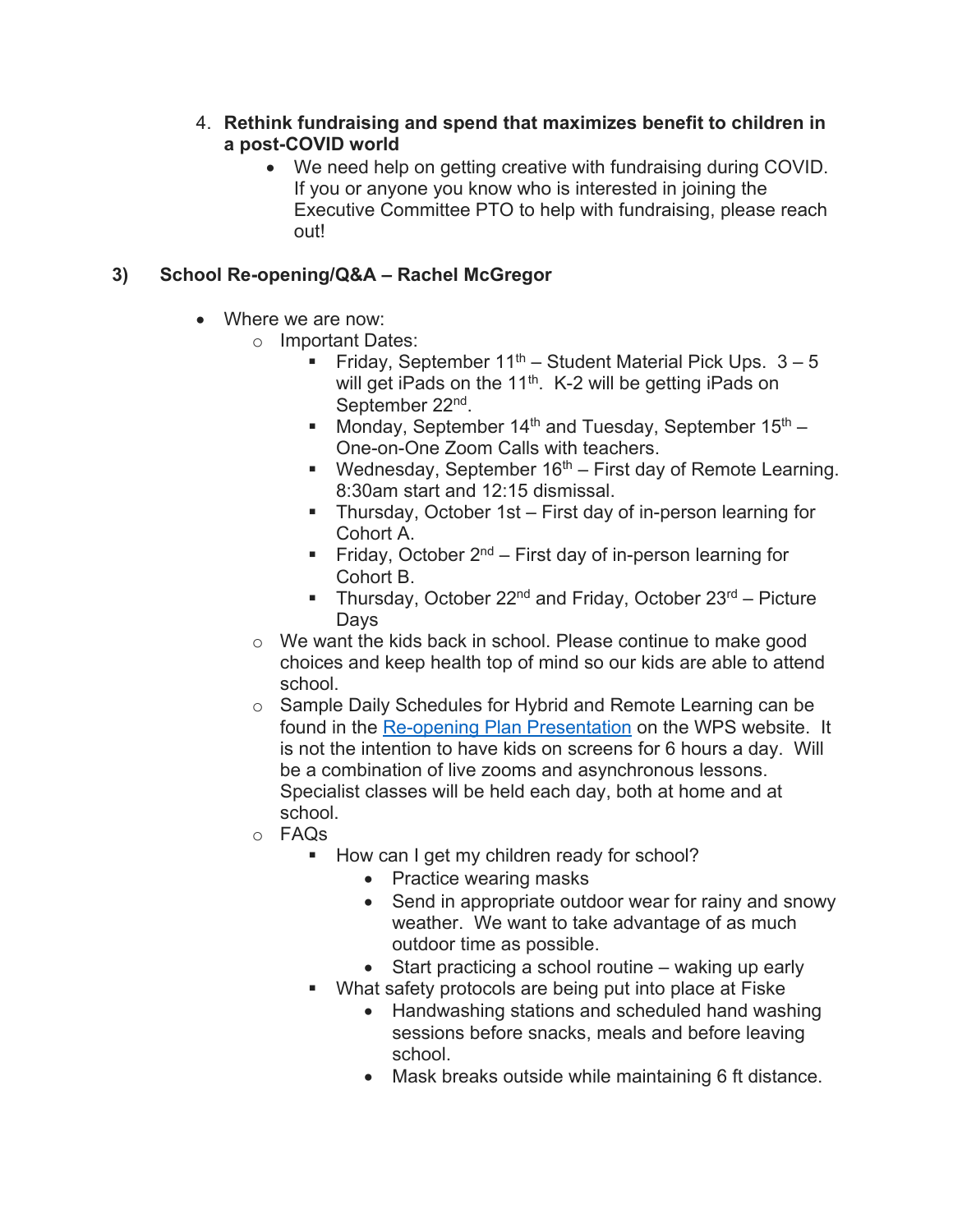4. **Rethink fundraising and spend that maximizes benefit to children in a post-COVID world**
    - We need help on getting creative with fundraising during COVID. If you or anyone you know who is interested in joining the Executive Committee PTO to help with fundraising, please reach out!

### 3) School Re-opening/Q&A – Rachel McGregor

- Where we are now:
    - Important Dates:
        - Friday, September 11th – Student Material Pick Ups. 3 – 5 will get iPads on the 11th. K-2 will be getting iPads on September 22nd.
        - Monday, September 14th and Tuesday, September 15th – One-on-One Zoom Calls with teachers.
        - Wednesday, September 16th – First day of Remote Learning. 8:30am start and 12:15 dismissal.
        - Thursday, October 1st – First day of in-person learning for Cohort A.
        - Friday, October 2nd – First day of in-person learning for Cohort B.
        - Thursday, October 22nd and Friday, October 23rd – Picture Days
    - We want the kids back in school. Please continue to make good choices and keep health top of mind so our kids are able to attend school.
    - Sample Daily Schedules for Hybrid and Remote Learning can be found in the [Re-opening Plan Presentation]() on the WPS website. It is not the intention to have kids on screens for 6 hours a day. Will be a combination of live zooms and asynchronous lessons. Specialist classes will be held each day, both at home and at school.
    - FAQs
        - How can I get my children ready for school?
            - Practice wearing masks
            - Send in appropriate outdoor wear for rainy and snowy weather. We want to take advantage of as much outdoor time as possible.
            - Start practicing a school routine – waking up early
        - What safety protocols are being put into place at Fiske
            - Handwashing stations and scheduled hand washing sessions before snacks, meals and before leaving school.
            - Mask breaks outside while maintaining 6 ft distance.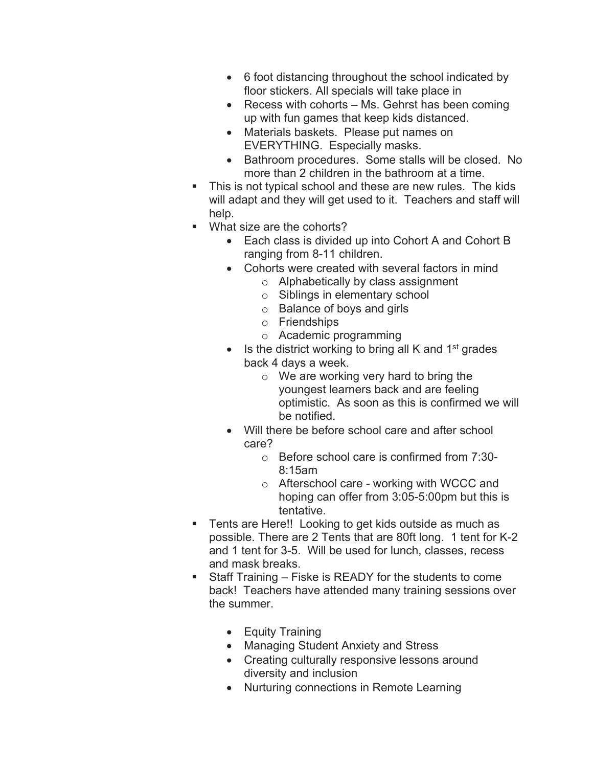- 6 foot distancing throughout the school indicated by floor stickers. All specials will take place in
  - Recess with cohorts – Ms. Gehrst has been coming up with fun games that keep kids distanced.
  - Materials baskets. Please put names on EVERYTHING. Especially masks.
  - Bathroom procedures. Some stalls will be closed. No more than 2 children in the bathroom at a time.
- This is not typical school and these are new rules. The kids will adapt and they will get used to it. Teachers and staff will help.
- What size are the cohorts?
  - Each class is divided up into Cohort A and Cohort B ranging from 8-11 children.
  - Cohorts were created with several factors in mind
    - Alphabetically by class assignment
    - Siblings in elementary school
    - Balance of boys and girls
    - Friendships
    - Academic programming
  - Is the district working to bring all K and 1st grades back 4 days a week.
    - We are working very hard to bring the youngest learners back and are feeling optimistic. As soon as this is confirmed we will be notified.
  - Will there be before school care and after school care?
    - Before school care is confirmed from 7:30-8:15am
    - Afterschool care - working with WCCC and hoping can offer from 3:05-5:00pm but this is tentative.
- Tents are Here!! Looking to get kids outside as much as possible. There are 2 Tents that are 80ft long. 1 tent for K-2 and 1 tent for 3-5. Will be used for lunch, classes, recess and mask breaks.
- Staff Training – Fiske is READY for the students to come back! Teachers have attended many training sessions over the summer.
  - Equity Training
  - Managing Student Anxiety and Stress
  - Creating culturally responsive lessons around diversity and inclusion
  - Nurturing connections in Remote Learning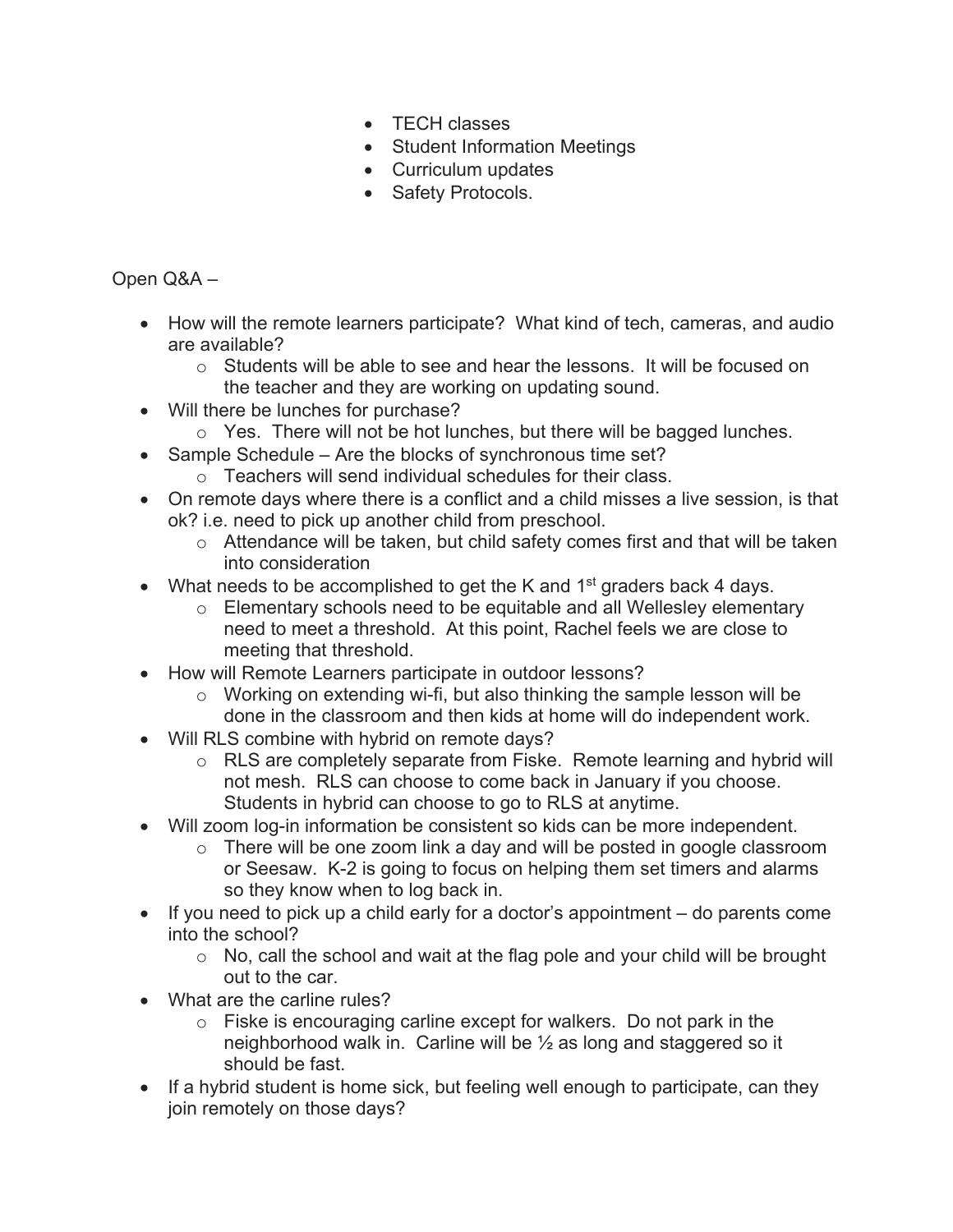- TECH classes
- Student Information Meetings
- Curriculum updates
- Safety Protocols.

Open Q&A –

- How will the remote learners participate? What kind of tech, cameras, and audio are available?
  - Students will be able to see and hear the lessons. It will be focused on the teacher and they are working on updating sound.
- Will there be lunches for purchase?
  - Yes. There will not be hot lunches, but there will be bagged lunches.
- Sample Schedule – Are the blocks of synchronous time set?
  - Teachers will send individual schedules for their class.
- On remote days where there is a conflict and a child misses a live session, is that ok? i.e. need to pick up another child from preschool.
  - Attendance will be taken, but child safety comes first and that will be taken into consideration
- What needs to be accomplished to get the K and 1st graders back 4 days.
  - Elementary schools need to be equitable and all Wellesley elementary need to meet a threshold. At this point, Rachel feels we are close to meeting that threshold.
- How will Remote Learners participate in outdoor lessons?
  - Working on extending wi-fi, but also thinking the sample lesson will be done in the classroom and then kids at home will do independent work.
- Will RLS combine with hybrid on remote days?
  - RLS are completely separate from Fiske. Remote learning and hybrid will not mesh. RLS can choose to come back in January if you choose. Students in hybrid can choose to go to RLS at anytime.
- Will zoom log-in information be consistent so kids can be more independent.
  - There will be one zoom link a day and will be posted in google classroom or Seesaw. K-2 is going to focus on helping them set timers and alarms so they know when to log back in.
- If you need to pick up a child early for a doctor's appointment – do parents come into the school?
  - No, call the school and wait at the flag pole and your child will be brought out to the car.
- What are the carline rules?
  - Fiske is encouraging carline except for walkers. Do not park in the neighborhood walk in. Carline will be ½ as long and staggered so it should be fast.
- If a hybrid student is home sick, but feeling well enough to participate, can they join remotely on those days?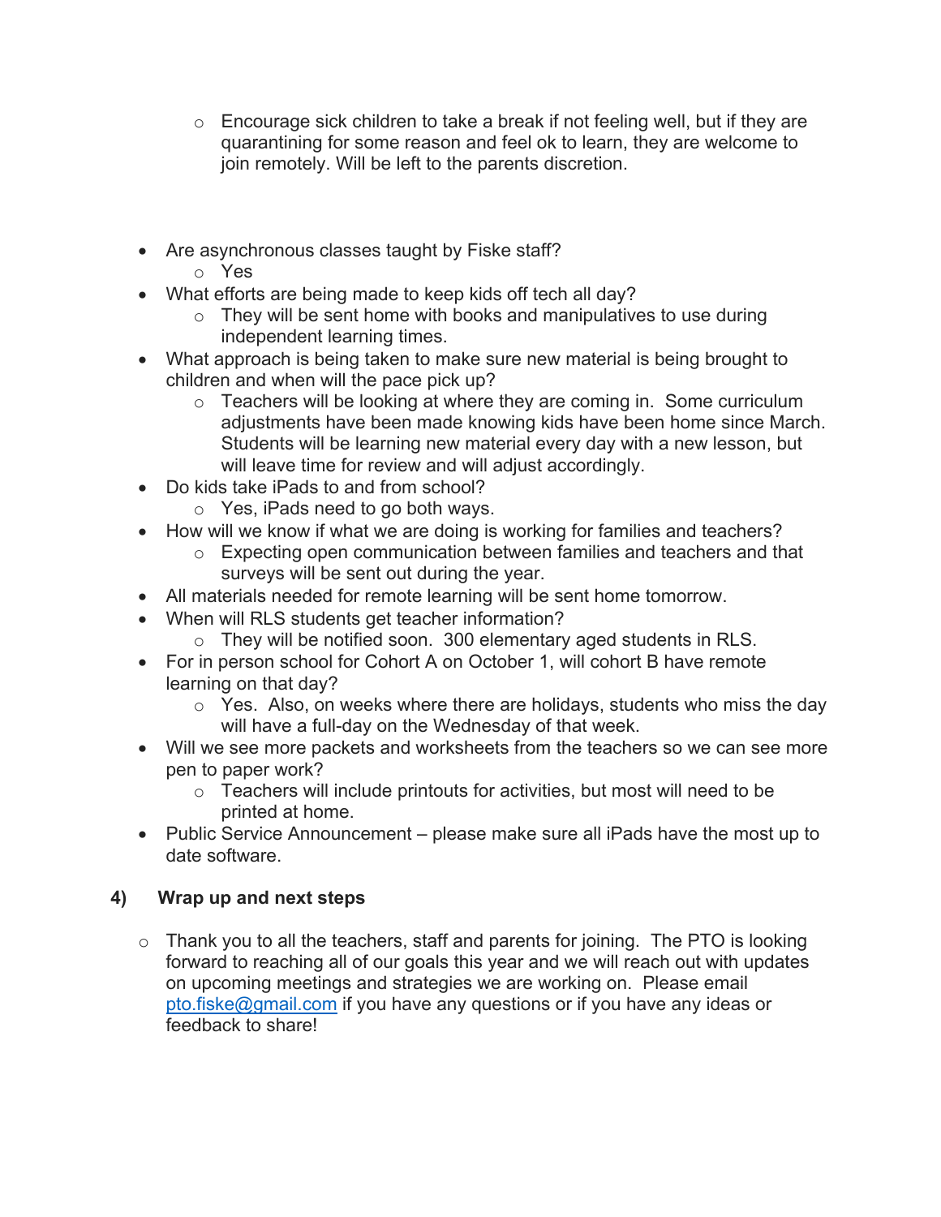- Encourage sick children to take a break if not feeling well, but if they are quarantining for some reason and feel ok to learn, they are welcome to join remotely. Will be left to the parents discretion.

- Are asynchronous classes taught by Fiske staff?
    - Yes
- What efforts are being made to keep kids off tech all day?
    - They will be sent home with books and manipulatives to use during independent learning times.
- What approach is being taken to make sure new material is being brought to children and when will the pace pick up?
    - Teachers will be looking at where they are coming in. Some curriculum adjustments have been made knowing kids have been home since March. Students will be learning new material every day with a new lesson, but will leave time for review and will adjust accordingly.
- Do kids take iPads to and from school?
    - Yes, iPads need to go both ways.
- How will we know if what we are doing is working for families and teachers?
    - Expecting open communication between families and teachers and that surveys will be sent out during the year.
- All materials needed for remote learning will be sent home tomorrow.
- When will RLS students get teacher information?
    - They will be notified soon. 300 elementary aged students in RLS.
- For in person school for Cohort A on October 1, will cohort B have remote learning on that day?
    - Yes. Also, on weeks where there are holidays, students who miss the day will have a full-day on the Wednesday of that week.
- Will we see more packets and worksheets from the teachers so we can see more pen to paper work?
    - Teachers will include printouts for activities, but most will need to be printed at home.
- Public Service Announcement – please make sure all iPads have the most up to date software.

## 4) Wrap up and next steps

- Thank you to all the teachers, staff and parents for joining. The PTO is looking forward to reaching all of our goals this year and we will reach out with updates on upcoming meetings and strategies we are working on. Please email pto.fiske@gmail.com if you have any questions or if you have any ideas or feedback to share!